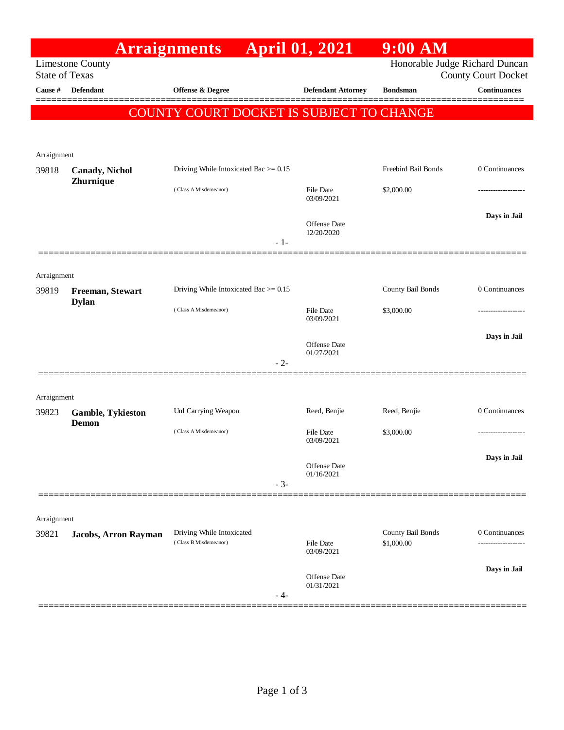# Arraignments April 01, 2021 9:00 AM

Limestone County
State of Texas

Honorable Judge Richard Duncan
County Court Docket

**COUNTY COURT DOCKET IS SUBJECT TO CHANGE**

| Cause # | Defendant | Offense & Degree | Defendant Attorney | Bondsman | Continuances |
|---|---|---|---|---|---|
| Arraignment | | | | | |
| 39818 | **Canady, Nichol Zhurnique** | Driving While Intoxicated Bac >= 0.15 (Class A Misdemeanor) | File Date 03/09/2021; Offense Date 12/20/2020 | Freebird Bail Bonds $2,000.00 | 0 Continuances; **Days in Jail** |
| Arraignment | | | | | |
| 39819 | **Freeman, Stewart Dylan** | Driving While Intoxicated Bac >= 0.15 (Class A Misdemeanor) | File Date 03/09/2021; Offense Date 01/27/2021 | County Bail Bonds $3,000.00 | 0 Continuances; **Days in Jail** |
| Arraignment | | | | | |
| 39823 | **Gamble, Tykieston Demon** | Unl Carrying Weapon (Class A Misdemeanor) | Reed, Benjie; File Date 03/09/2021; Offense Date 01/16/2021 | Reed, Benjie $3,000.00 | 0 Continuances; **Days in Jail** |
| Arraignment | | | | | |
| 39821 | **Jacobs, Arron Rayman** | Driving While Intoxicated (Class B Misdemeanor) | File Date 03/09/2021; Offense Date 01/31/2021 | County Bail Bonds $1,000.00 | 0 Continuances; **Days in Jail** |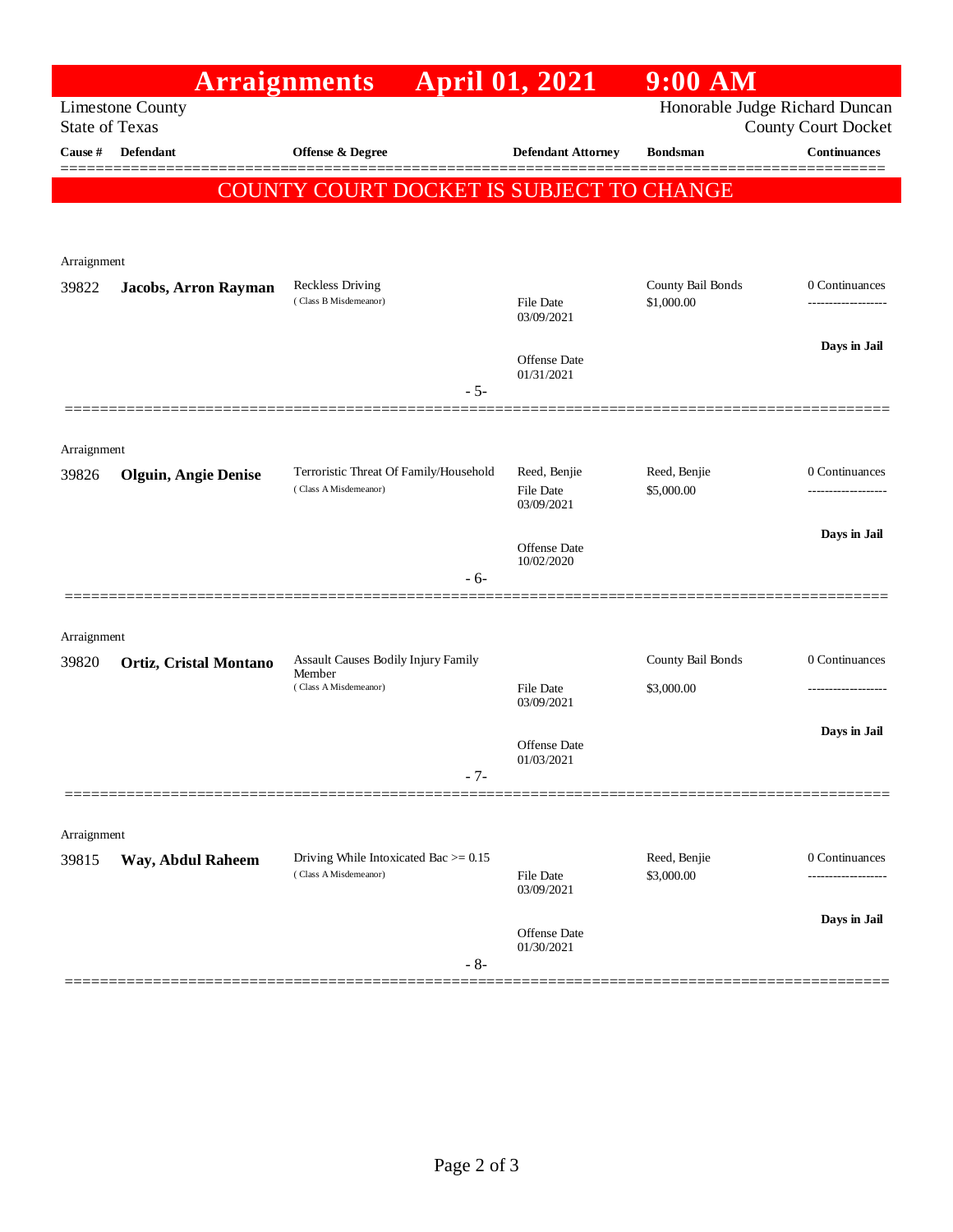# Arraignments April 01, 2021 9:00 AM

Limestone County
State of Texas

Honorable Judge Richard Duncan
County Court Docket

**COUNTY COURT DOCKET IS SUBJECT TO CHANGE**

| Cause # | Defendant | Offense & Degree | Defendant Attorney | Bondsman | Continuances |
|---|---|---|---|---|---|
| Arraignment | | | | | |
| 39822 | **Jacobs, Arron Rayman** | Reckless Driving (Class B Misdemeanor) | File Date 03/09/2021; Offense Date 01/31/2021 | County Bail Bonds $1,000.00 | 0 Continuances; Days in Jail |
| | | - 5- | | | |
| Arraignment | | | | | |
| 39826 | **Olguin, Angie Denise** | Terroristic Threat Of Family/Household (Class A Misdemeanor) | Reed, Benjie; File Date 03/09/2021; Offense Date 10/02/2020 | Reed, Benjie $5,000.00 | 0 Continuances; Days in Jail |
| | | - 6- | | | |
| Arraignment | | | | | |
| 39820 | **Ortiz, Cristal Montano** | Assault Causes Bodily Injury Family Member (Class A Misdemeanor) | File Date 03/09/2021; Offense Date 01/03/2021 | County Bail Bonds $3,000.00 | 0 Continuances; Days in Jail |
| | | - 7- | | | |
| Arraignment | | | | | |
| 39815 | **Way, Abdul Raheem** | Driving While Intoxicated Bac >= 0.15 (Class A Misdemeanor) | File Date 03/09/2021; Offense Date 01/30/2021 | Reed, Benjie $3,000.00 | 0 Continuances; Days in Jail |
| | | - 8- | | | |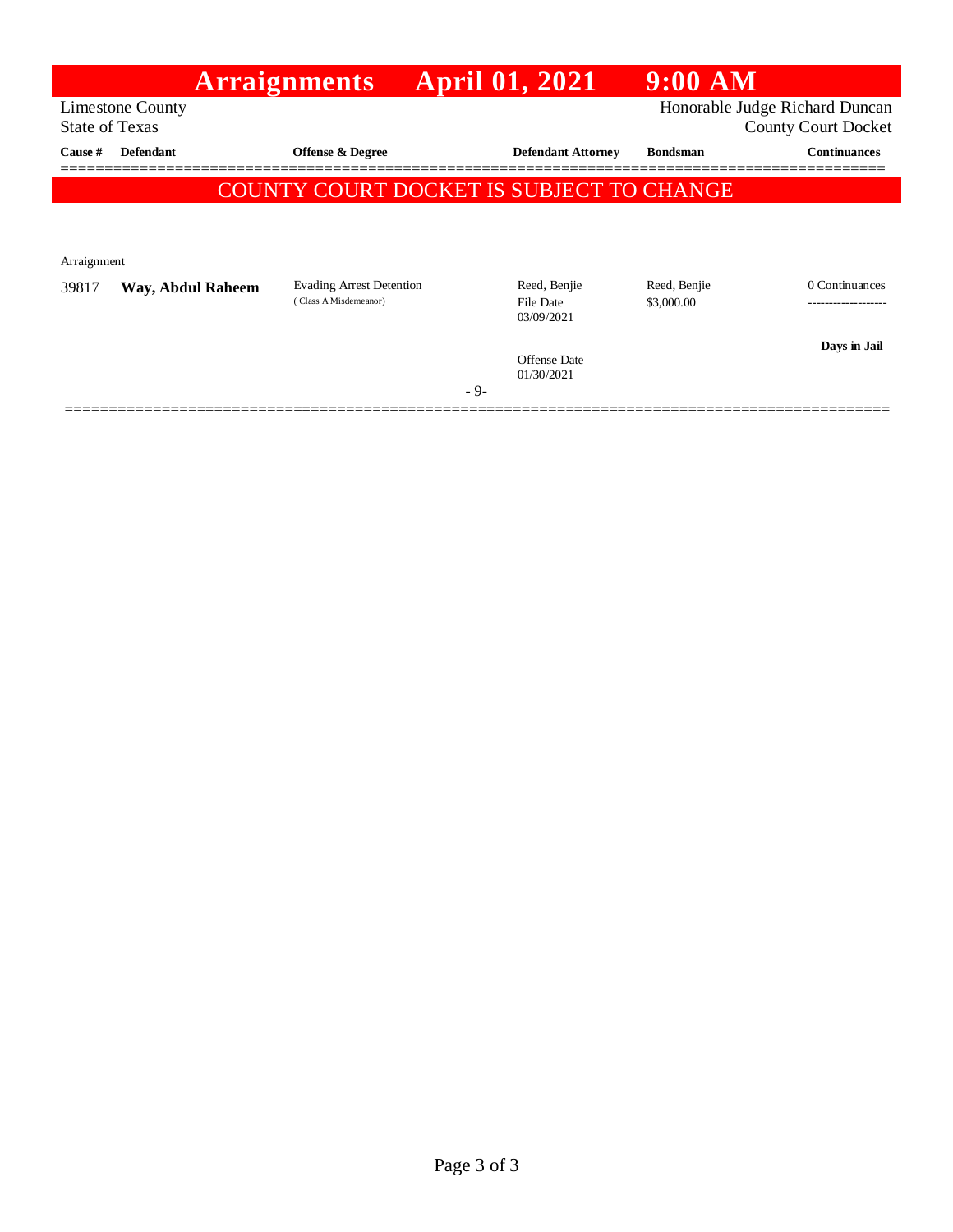# Arraignments April 01, 2021 9:00 AM

Limestone County
State of Texas

Honorable Judge Richard Duncan
County Court Docket

## COUNTY COURT DOCKET IS SUBJECT TO CHANGE

Arraignment

| Cause # | Defendant | Offense & Degree | Defendant Attorney | Bondsman | Continuances |
|---|---|---|---|---|---|
| 39817 | **Way, Abdul Raheem** | Evading Arrest Detention (Class A Misdemeanor) | Reed, Benjie<br>File Date 03/09/2021<br>Offense Date 01/30/2021 | Reed, Benjie<br>$3,000.00 | 0 Continuances<br>**Days in Jail** |

- 9-